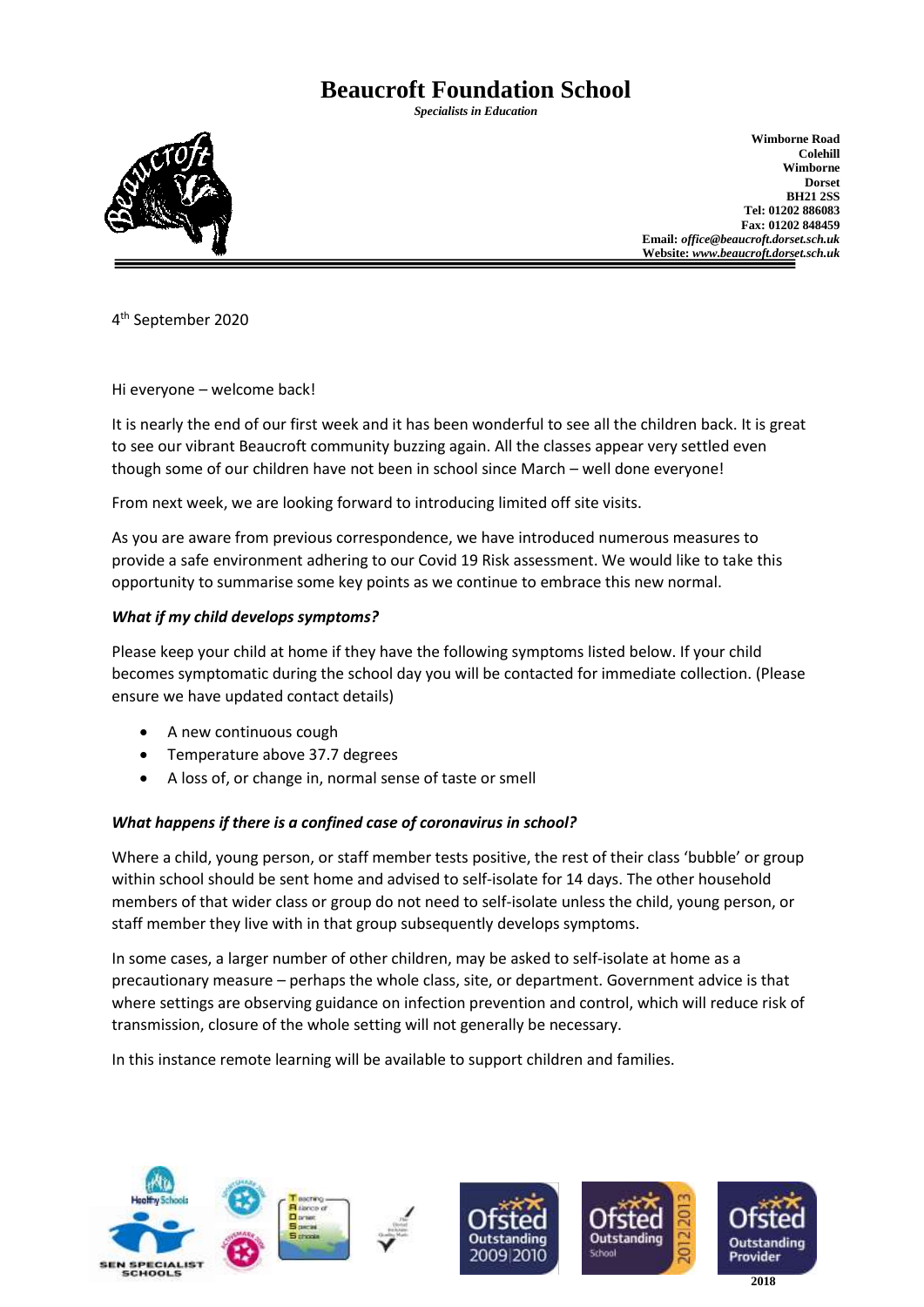# Beaucroft Foundation School

***Specialists in Education***

**Wimborne Road**
**Colehill**
**Wimborne**
**Dorset**
**BH21 2SS**
**Tel: 01202 886083**
**Fax: 01202 848459**
**Email:** ***office@beaucroft.dorset.sch.uk***
**Website:** ***www.beaucroft.dorset.sch.uk***

4th September 2020

Hi everyone – welcome back!

It is nearly the end of our first week and it has been wonderful to see all the children back. It is great to see our vibrant Beaucroft community buzzing again. All the classes appear very settled even though some of our children have not been in school since March – well done everyone!

From next week, we are looking forward to introducing limited off site visits.

As you are aware from previous correspondence, we have introduced numerous measures to provide a safe environment adhering to our Covid 19 Risk assessment. We would like to take this opportunity to summarise some key points as we continue to embrace this new normal.

***What if my child develops symptoms?***

Please keep your child at home if they have the following symptoms listed below. If your child becomes symptomatic during the school day you will be contacted for immediate collection. (Please ensure we have updated contact details)

- A new continuous cough
- Temperature above 37.7 degrees
- A loss of, or change in, normal sense of taste or smell

***What happens if there is a confined case of coronavirus in school?***

Where a child, young person, or staff member tests positive, the rest of their class 'bubble' or group within school should be sent home and advised to self-isolate for 14 days. The other household members of that wider class or group do not need to self-isolate unless the child, young person, or staff member they live with in that group subsequently develops symptoms.

In some cases, a larger number of other children, may be asked to self-isolate at home as a precautionary measure – perhaps the whole class, site, or department. Government advice is that where settings are observing guidance on infection prevention and control, which will reduce risk of transmission, closure of the whole setting will not generally be necessary.

In this instance remote learning will be available to support children and families.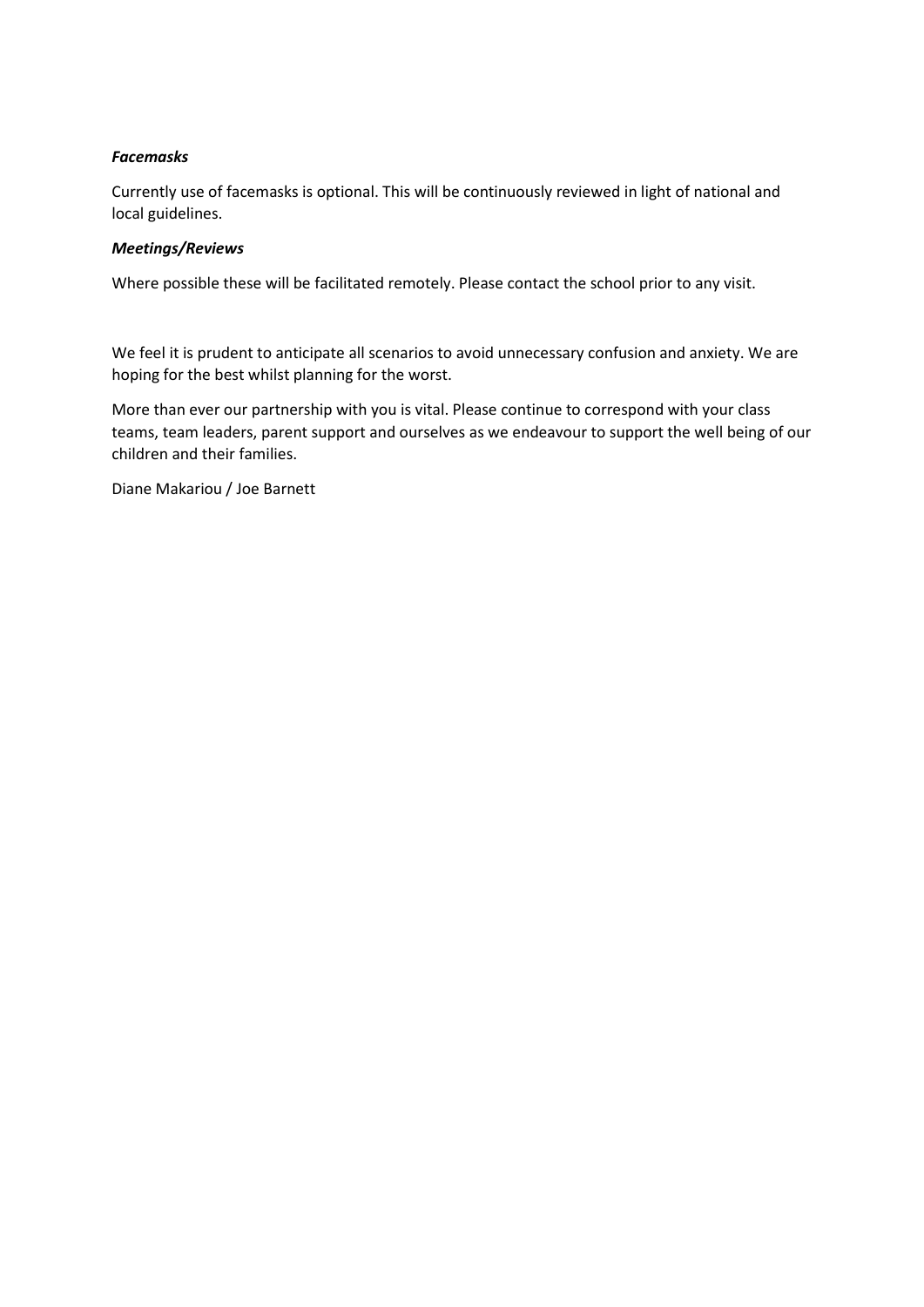***Facemasks***

Currently use of facemasks is optional. This will be continuously reviewed in light of national and local guidelines.

***Meetings/Reviews***

Where possible these will be facilitated remotely. Please contact the school prior to any visit.

We feel it is prudent to anticipate all scenarios to avoid unnecessary confusion and anxiety. We are hoping for the best whilst planning for the worst.

More than ever our partnership with you is vital. Please continue to correspond with your class teams, team leaders, parent support and ourselves as we endeavour to support the well being of our children and their families.

Diane Makariou / Joe Barnett